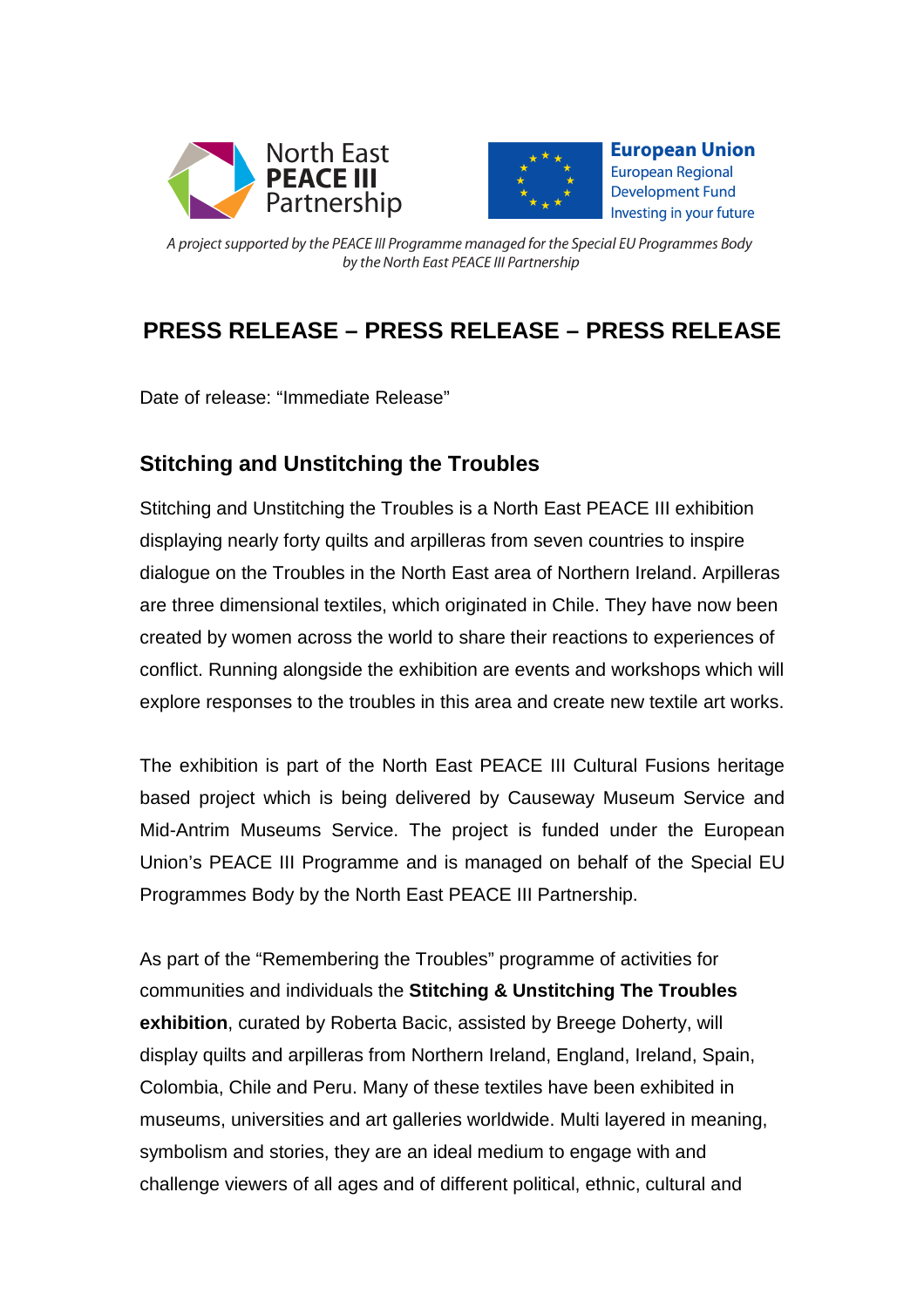North East **PEACE III** Partnership

**European Union**
European Regional Development Fund
Investing in your future

*A project supported by the PEACE III Programme managed for the Special EU Programmes Body by the North East PEACE III Partnership*

# PRESS RELEASE – PRESS RELEASE – PRESS RELEASE

Date of release: "Immediate Release"

## Stitching and Unstitching the Troubles

Stitching and Unstitching the Troubles is a North East PEACE III exhibition displaying nearly forty quilts and arpilleras from seven countries to inspire dialogue on the Troubles in the North East area of Northern Ireland. Arpilleras are three dimensional textiles, which originated in Chile. They have now been created by women across the world to share their reactions to experiences of conflict. Running alongside the exhibition are events and workshops which will explore responses to the troubles in this area and create new textile art works.

The exhibition is part of the North East PEACE III Cultural Fusions heritage based project which is being delivered by Causeway Museum Service and Mid-Antrim Museums Service. The project is funded under the European Union's PEACE III Programme and is managed on behalf of the Special EU Programmes Body by the North East PEACE III Partnership.

As part of the "Remembering the Troubles" programme of activities for communities and individuals the **Stitching & Unstitching The Troubles exhibition**, curated by Roberta Bacic, assisted by Breege Doherty, will display quilts and arpilleras from Northern Ireland, England, Ireland, Spain, Colombia, Chile and Peru. Many of these textiles have been exhibited in museums, universities and art galleries worldwide. Multi layered in meaning, symbolism and stories, they are an ideal medium to engage with and challenge viewers of all ages and of different political, ethnic, cultural and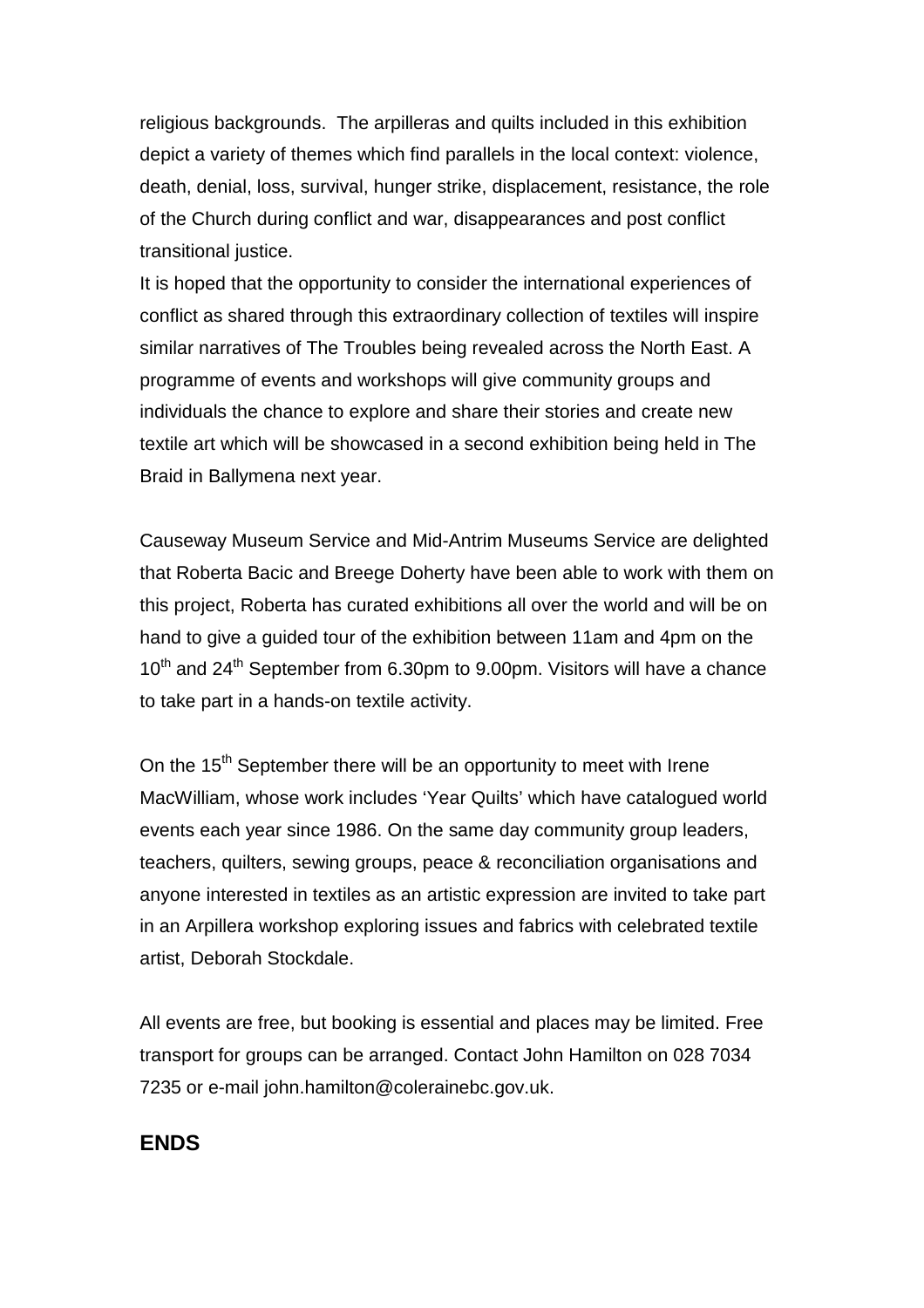religious backgrounds. The arpilleras and quilts included in this exhibition depict a variety of themes which find parallels in the local context: violence, death, denial, loss, survival, hunger strike, displacement, resistance, the role of the Church during conflict and war, disappearances and post conflict transitional justice.

It is hoped that the opportunity to consider the international experiences of conflict as shared through this extraordinary collection of textiles will inspire similar narratives of The Troubles being revealed across the North East. A programme of events and workshops will give community groups and individuals the chance to explore and share their stories and create new textile art which will be showcased in a second exhibition being held in The Braid in Ballymena next year.

Causeway Museum Service and Mid-Antrim Museums Service are delighted that Roberta Bacic and Breege Doherty have been able to work with them on this project, Roberta has curated exhibitions all over the world and will be on hand to give a guided tour of the exhibition between 11am and 4pm on the 10th and 24th September from 6.30pm to 9.00pm. Visitors will have a chance to take part in a hands-on textile activity.

On the 15th September there will be an opportunity to meet with Irene MacWilliam, whose work includes 'Year Quilts' which have catalogued world events each year since 1986. On the same day community group leaders, teachers, quilters, sewing groups, peace & reconciliation organisations and anyone interested in textiles as an artistic expression are invited to take part in an Arpillera workshop exploring issues and fabrics with celebrated textile artist, Deborah Stockdale.

All events are free, but booking is essential and places may be limited. Free transport for groups can be arranged. Contact John Hamilton on 028 7034 7235 or e-mail john.hamilton@colerainebc.gov.uk.

**ENDS**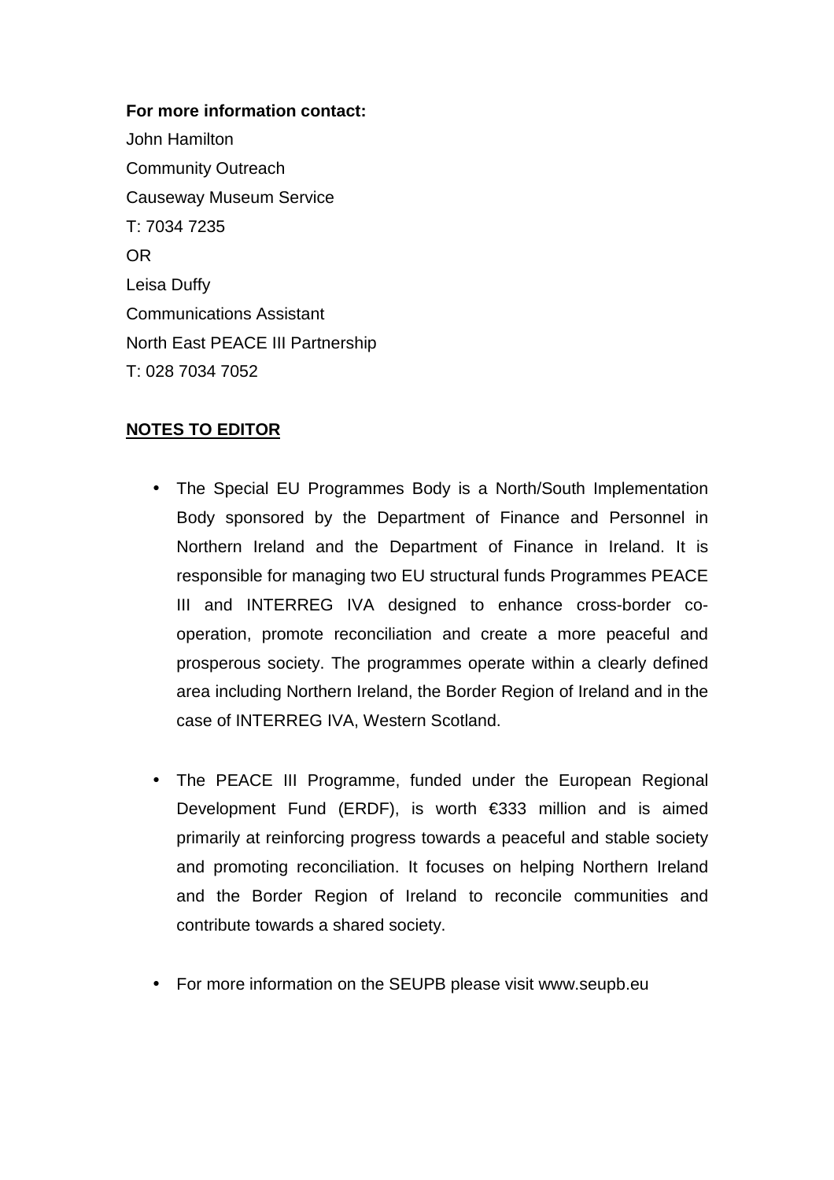**For more information contact:**

John Hamilton

Community Outreach

Causeway Museum Service

T: 7034 7235

OR

Leisa Duffy

Communications Assistant

North East PEACE III Partnership

T: 028 7034 7052

**NOTES TO EDITOR**

- The Special EU Programmes Body is a North/South Implementation Body sponsored by the Department of Finance and Personnel in Northern Ireland and the Department of Finance in Ireland. It is responsible for managing two EU structural funds Programmes PEACE III and INTERREG IVA designed to enhance cross-border co-operation, promote reconciliation and create a more peaceful and prosperous society. The programmes operate within a clearly defined area including Northern Ireland, the Border Region of Ireland and in the case of INTERREG IVA, Western Scotland.

- The PEACE III Programme, funded under the European Regional Development Fund (ERDF), is worth €333 million and is aimed primarily at reinforcing progress towards a peaceful and stable society and promoting reconciliation. It focuses on helping Northern Ireland and the Border Region of Ireland to reconcile communities and contribute towards a shared society.

- For more information on the SEUPB please visit www.seupb.eu